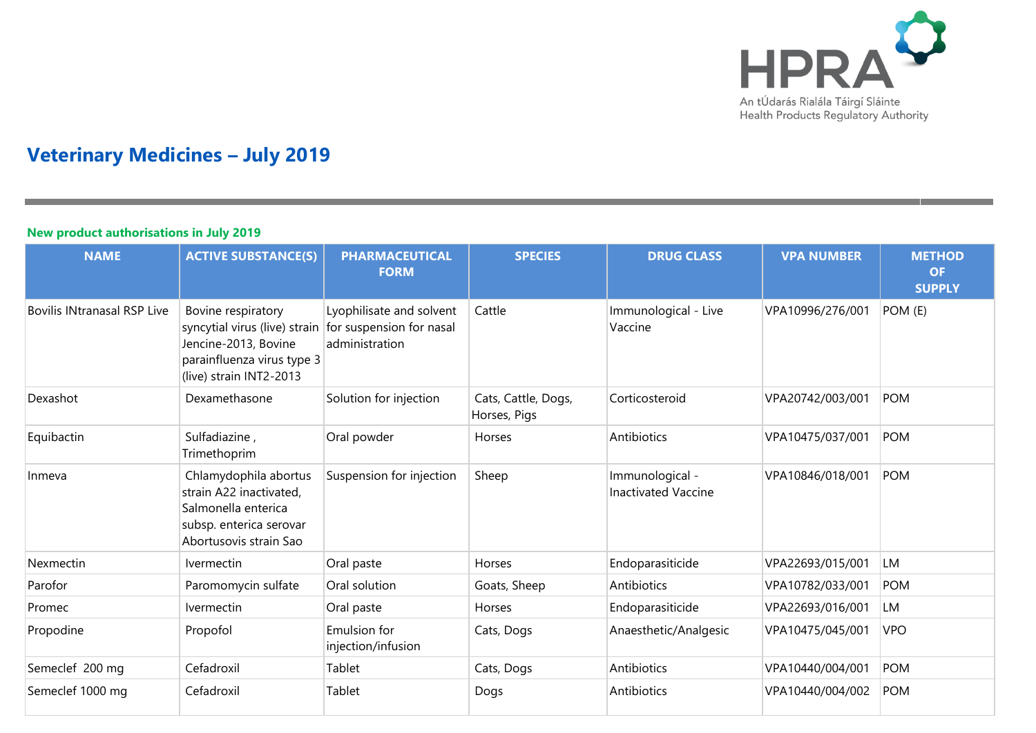# Veterinary Medicines – July 2019

## New product authorisations in July 2019

| NAME | ACTIVE SUBSTANCE(S) | PHARMACEUTICAL FORM | SPECIES | DRUG CLASS | VPA NUMBER | METHOD OF SUPPLY |
|---|---|---|---|---|---|---|
| Bovilis INtranasal RSP Live | Bovine respiratory syncytial virus (live) strain Jencine-2013, Bovine parainfluenza virus type 3 (live) strain INT2-2013 | Lyophilisate and solvent for suspension for nasal administration | Cattle | Immunological - Live Vaccine | VPA10996/276/001 | POM (E) |
| Dexashot | Dexamethasone | Solution for injection | Cats, Cattle, Dogs, Horses, Pigs | Corticosteroid | VPA20742/003/001 | POM |
| Equibactin | Sulfadiazine , Trimethoprim | Oral powder | Horses | Antibiotics | VPA10475/037/001 | POM |
| Inmeva | Chlamydophila abortus strain A22 inactivated, Salmonella enterica subsp. enterica serovar Abortusovis strain Sao | Suspension for injection | Sheep | Immunological - Inactivated Vaccine | VPA10846/018/001 | POM |
| Nexmectin | Ivermectin | Oral paste | Horses | Endoparasiticide | VPA22693/015/001 | LM |
| Parofor | Paromomycin sulfate | Oral solution | Goats, Sheep | Antibiotics | VPA10782/033/001 | POM |
| Promec | Ivermectin | Oral paste | Horses | Endoparasiticide | VPA22693/016/001 | LM |
| Propodine | Propofol | Emulsion for injection/infusion | Cats, Dogs | Anaesthetic/Analgesic | VPA10475/045/001 | VPO |
| Semeclef 200 mg | Cefadroxil | Tablet | Cats, Dogs | Antibiotics | VPA10440/004/001 | POM |
| Semeclef 1000 mg | Cefadroxil | Tablet | Dogs | Antibiotics | VPA10440/004/002 | POM |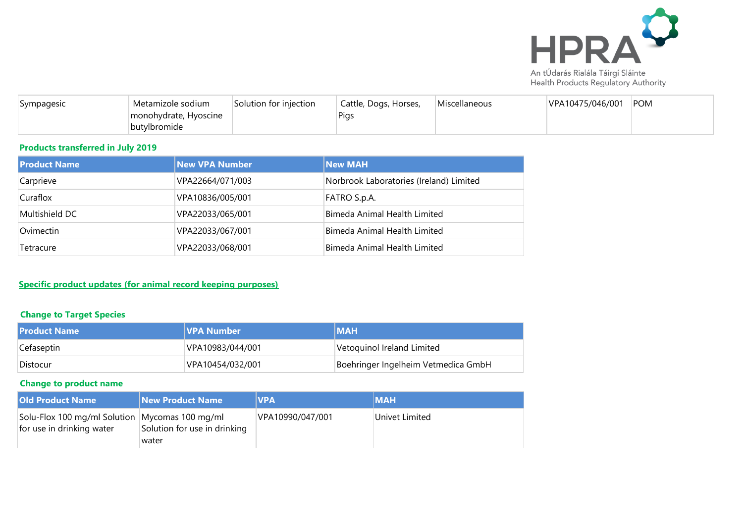| | | | | | | |
|---|---|---|---|---|---|---|
| Sympagesic | Metamizole sodium monohydrate, Hyoscine butylbromide | Solution for injection | Cattle, Dogs, Horses, Pigs | Miscellaneous | VPA10475/046/001 | POM |

### Products transferred in July 2019

| Product Name | New VPA Number | New MAH |
|---|---|---|
| Carprieve | VPA22664/071/003 | Norbrook Laboratories (Ireland) Limited |
| Curaflox | VPA10836/005/001 | FATRO S.p.A. |
| Multishield DC | VPA22033/065/001 | Bimeda Animal Health Limited |
| Ovimectin | VPA22033/067/001 | Bimeda Animal Health Limited |
| Tetracure | VPA22033/068/001 | Bimeda Animal Health Limited |

## Specific product updates (for animal record keeping purposes)

### Change to Target Species

| Product Name | VPA Number | MAH |
|---|---|---|
| Cefaseptin | VPA10983/044/001 | Vetoquinol Ireland Limited |
| Distocur | VPA10454/032/001 | Boehringer Ingelheim Vetmedica GmbH |

### Change to product name

| Old Product Name | New Product Name | VPA | MAH |
|---|---|---|---|
| Solu-Flox 100 mg/ml Solution for use in drinking water | Mycomas 100 mg/ml Solution for use in drinking water | VPA10990/047/001 | Univet Limited |